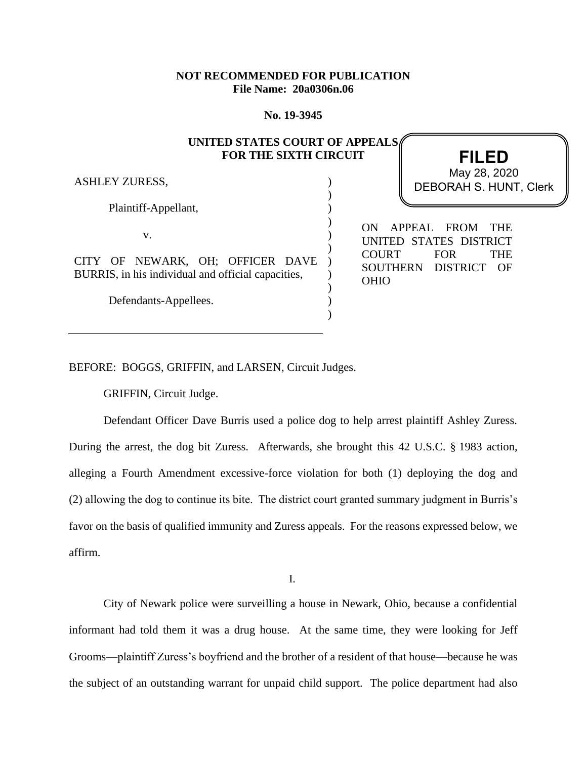**NOT RECOMMENDED FOR PUBLICATION**
**File Name: 20a0306n.06**

**No. 19-3945**

**UNITED STATES COURT OF APPEALS**
**FOR THE SIXTH CIRCUIT**

**FILED**
May 28, 2020
DEBORAH S. HUNT, Clerk

ASHLEY ZURESS,

Plaintiff-Appellant,

v.

CITY OF NEWARK, OH; OFFICER DAVE BURRIS, in his individual and official capacities,

Defendants-Appellees.

ON APPEAL FROM THE UNITED STATES DISTRICT COURT FOR THE SOUTHERN DISTRICT OF OHIO

---

BEFORE: BOGGS, GRIFFIN, and LARSEN, Circuit Judges.

GRIFFIN, Circuit Judge.

Defendant Officer Dave Burris used a police dog to help arrest plaintiff Ashley Zuress. During the arrest, the dog bit Zuress. Afterwards, she brought this 42 U.S.C. § 1983 action, alleging a Fourth Amendment excessive-force violation for both (1) deploying the dog and (2) allowing the dog to continue its bite. The district court granted summary judgment in Burris's favor on the basis of qualified immunity and Zuress appeals. For the reasons expressed below, we affirm.

I.

City of Newark police were surveilling a house in Newark, Ohio, because a confidential informant had told them it was a drug house. At the same time, they were looking for Jeff Grooms—plaintiff Zuress's boyfriend and the brother of a resident of that house—because he was the subject of an outstanding warrant for unpaid child support. The police department had also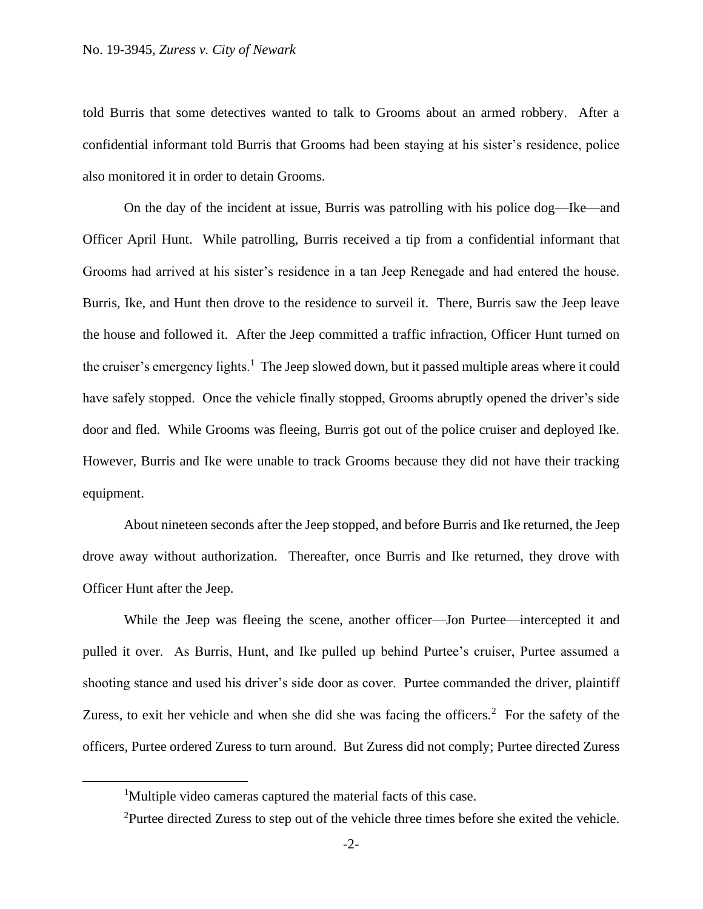told Burris that some detectives wanted to talk to Grooms about an armed robbery. After a confidential informant told Burris that Grooms had been staying at his sister's residence, police also monitored it in order to detain Grooms.

On the day of the incident at issue, Burris was patrolling with his police dog—Ike—and Officer April Hunt. While patrolling, Burris received a tip from a confidential informant that Grooms had arrived at his sister's residence in a tan Jeep Renegade and had entered the house. Burris, Ike, and Hunt then drove to the residence to surveil it. There, Burris saw the Jeep leave the house and followed it. After the Jeep committed a traffic infraction, Officer Hunt turned on the cruiser's emergency lights.[1] The Jeep slowed down, but it passed multiple areas where it could have safely stopped. Once the vehicle finally stopped, Grooms abruptly opened the driver's side door and fled. While Grooms was fleeing, Burris got out of the police cruiser and deployed Ike. However, Burris and Ike were unable to track Grooms because they did not have their tracking equipment.

About nineteen seconds after the Jeep stopped, and before Burris and Ike returned, the Jeep drove away without authorization. Thereafter, once Burris and Ike returned, they drove with Officer Hunt after the Jeep.

While the Jeep was fleeing the scene, another officer—Jon Purtee—intercepted it and pulled it over. As Burris, Hunt, and Ike pulled up behind Purtee's cruiser, Purtee assumed a shooting stance and used his driver's side door as cover. Purtee commanded the driver, plaintiff Zuress, to exit her vehicle and when she did she was facing the officers.[2] For the safety of the officers, Purtee ordered Zuress to turn around. But Zuress did not comply; Purtee directed Zuress

---

[1]Multiple video cameras captured the material facts of this case.

[2]Purtee directed Zuress to step out of the vehicle three times before she exited the vehicle.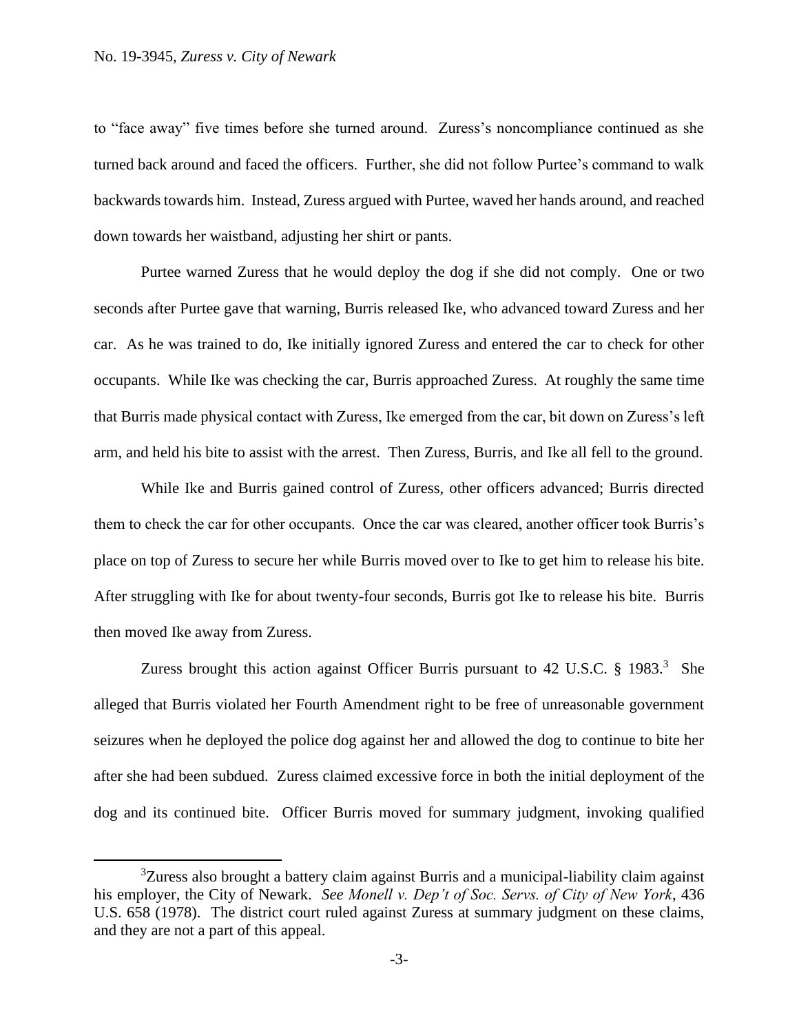to "face away" five times before she turned around. Zuress's noncompliance continued as she turned back around and faced the officers. Further, she did not follow Purtee's command to walk backwards towards him. Instead, Zuress argued with Purtee, waved her hands around, and reached down towards her waistband, adjusting her shirt or pants.

Purtee warned Zuress that he would deploy the dog if she did not comply. One or two seconds after Purtee gave that warning, Burris released Ike, who advanced toward Zuress and her car. As he was trained to do, Ike initially ignored Zuress and entered the car to check for other occupants. While Ike was checking the car, Burris approached Zuress. At roughly the same time that Burris made physical contact with Zuress, Ike emerged from the car, bit down on Zuress's left arm, and held his bite to assist with the arrest. Then Zuress, Burris, and Ike all fell to the ground.

While Ike and Burris gained control of Zuress, other officers advanced; Burris directed them to check the car for other occupants. Once the car was cleared, another officer took Burris's place on top of Zuress to secure her while Burris moved over to Ike to get him to release his bite. After struggling with Ike for about twenty-four seconds, Burris got Ike to release his bite. Burris then moved Ike away from Zuress.

Zuress brought this action against Officer Burris pursuant to 42 U.S.C. § 1983.[3] She alleged that Burris violated her Fourth Amendment right to be free of unreasonable government seizures when he deployed the police dog against her and allowed the dog to continue to bite her after she had been subdued. Zuress claimed excessive force in both the initial deployment of the dog and its continued bite. Officer Burris moved for summary judgment, invoking qualified

[3]Zuress also brought a battery claim against Burris and a municipal-liability claim against his employer, the City of Newark. *See Monell v. Dep't of Soc. Servs. of City of New York*, 436 U.S. 658 (1978). The district court ruled against Zuress at summary judgment on these claims, and they are not a part of this appeal.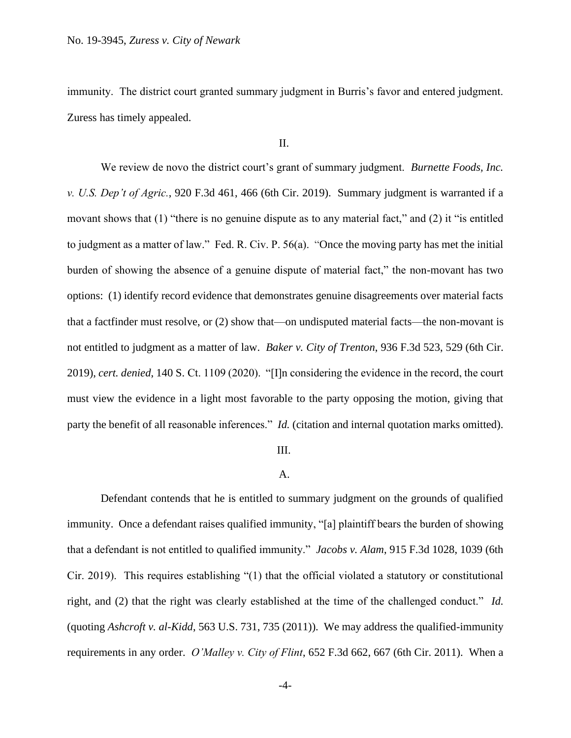immunity. The district court granted summary judgment in Burris's favor and entered judgment. Zuress has timely appealed.

## II.

We review de novo the district court's grant of summary judgment. *Burnette Foods, Inc. v. U.S. Dep't of Agric.*, 920 F.3d 461, 466 (6th Cir. 2019). Summary judgment is warranted if a movant shows that (1) "there is no genuine dispute as to any material fact," and (2) it "is entitled to judgment as a matter of law." Fed. R. Civ. P. 56(a). "Once the moving party has met the initial burden of showing the absence of a genuine dispute of material fact," the non-movant has two options: (1) identify record evidence that demonstrates genuine disagreements over material facts that a factfinder must resolve, or (2) show that—on undisputed material facts—the non-movant is not entitled to judgment as a matter of law. *Baker v. City of Trenton*, 936 F.3d 523, 529 (6th Cir. 2019), *cert. denied*, 140 S. Ct. 1109 (2020). "[I]n considering the evidence in the record, the court must view the evidence in a light most favorable to the party opposing the motion, giving that party the benefit of all reasonable inferences." *Id.* (citation and internal quotation marks omitted).

## III.

### A.

Defendant contends that he is entitled to summary judgment on the grounds of qualified immunity. Once a defendant raises qualified immunity, "[a] plaintiff bears the burden of showing that a defendant is not entitled to qualified immunity." *Jacobs v. Alam*, 915 F.3d 1028, 1039 (6th Cir. 2019). This requires establishing "(1) that the official violated a statutory or constitutional right, and (2) that the right was clearly established at the time of the challenged conduct." *Id.* (quoting *Ashcroft v. al-Kidd*, 563 U.S. 731, 735 (2011)). We may address the qualified-immunity requirements in any order. *O'Malley v. City of Flint*, 652 F.3d 662, 667 (6th Cir. 2011). When a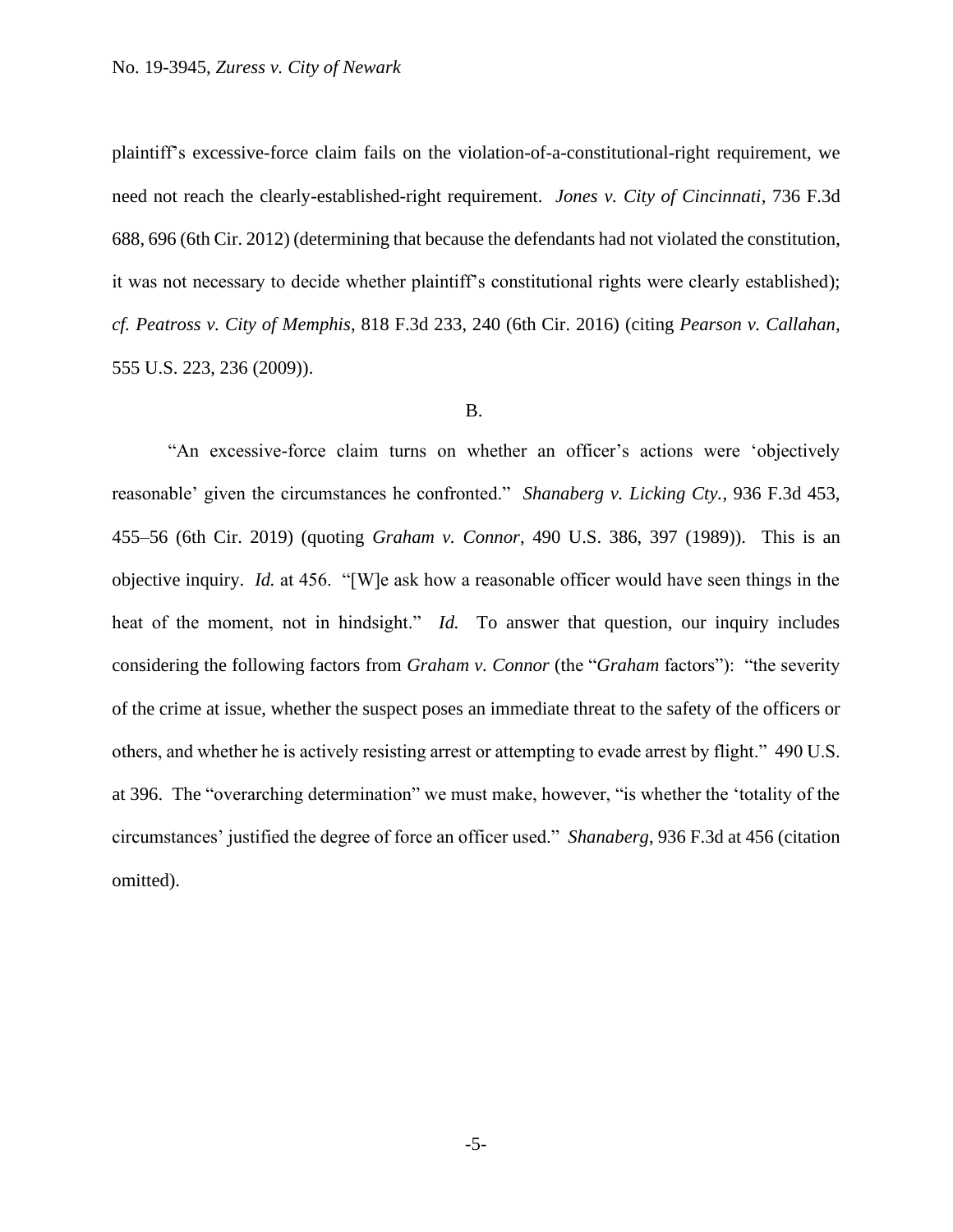plaintiff's excessive-force claim fails on the violation-of-a-constitutional-right requirement, we need not reach the clearly-established-right requirement. *Jones v. City of Cincinnati*, 736 F.3d 688, 696 (6th Cir. 2012) (determining that because the defendants had not violated the constitution, it was not necessary to decide whether plaintiff's constitutional rights were clearly established); *cf. Peatross v. City of Memphis*, 818 F.3d 233, 240 (6th Cir. 2016) (citing *Pearson v. Callahan*, 555 U.S. 223, 236 (2009)).

B.

"An excessive-force claim turns on whether an officer's actions were 'objectively reasonable' given the circumstances he confronted." *Shanaberg v. Licking Cty.*, 936 F.3d 453, 455–56 (6th Cir. 2019) (quoting *Graham v. Connor*, 490 U.S. 386, 397 (1989)). This is an objective inquiry. *Id.* at 456. "[W]e ask how a reasonable officer would have seen things in the heat of the moment, not in hindsight." *Id.* To answer that question, our inquiry includes considering the following factors from *Graham v. Connor* (the "*Graham* factors"): "the severity of the crime at issue, whether the suspect poses an immediate threat to the safety of the officers or others, and whether he is actively resisting arrest or attempting to evade arrest by flight." 490 U.S. at 396. The "overarching determination" we must make, however, "is whether the 'totality of the circumstances' justified the degree of force an officer used." *Shanaberg*, 936 F.3d at 456 (citation omitted).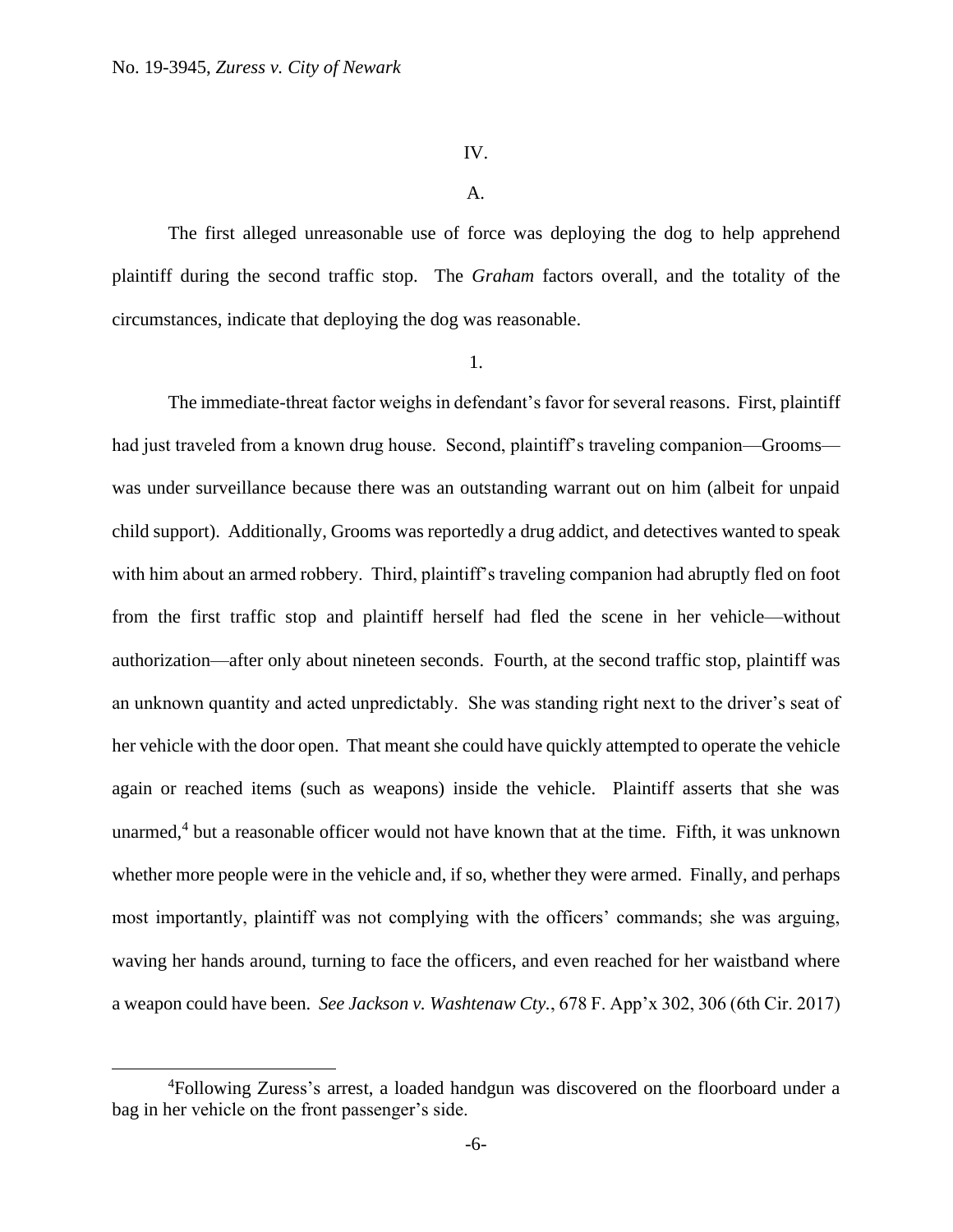IV.

A.

The first alleged unreasonable use of force was deploying the dog to help apprehend plaintiff during the second traffic stop. The *Graham* factors overall, and the totality of the circumstances, indicate that deploying the dog was reasonable.

1.

The immediate-threat factor weighs in defendant's favor for several reasons. First, plaintiff had just traveled from a known drug house. Second, plaintiff's traveling companion—Grooms—was under surveillance because there was an outstanding warrant out on him (albeit for unpaid child support). Additionally, Grooms was reportedly a drug addict, and detectives wanted to speak with him about an armed robbery. Third, plaintiff's traveling companion had abruptly fled on foot from the first traffic stop and plaintiff herself had fled the scene in her vehicle—without authorization—after only about nineteen seconds. Fourth, at the second traffic stop, plaintiff was an unknown quantity and acted unpredictably. She was standing right next to the driver's seat of her vehicle with the door open. That meant she could have quickly attempted to operate the vehicle again or reached items (such as weapons) inside the vehicle. Plaintiff asserts that she was unarmed,[4] but a reasonable officer would not have known that at the time. Fifth, it was unknown whether more people were in the vehicle and, if so, whether they were armed. Finally, and perhaps most importantly, plaintiff was not complying with the officers' commands; she was arguing, waving her hands around, turning to face the officers, and even reached for her waistband where a weapon could have been. *See Jackson v. Washtenaw Cty.*, 678 F. App'x 302, 306 (6th Cir. 2017)

---

[4]Following Zuress's arrest, a loaded handgun was discovered on the floorboard under a bag in her vehicle on the front passenger's side.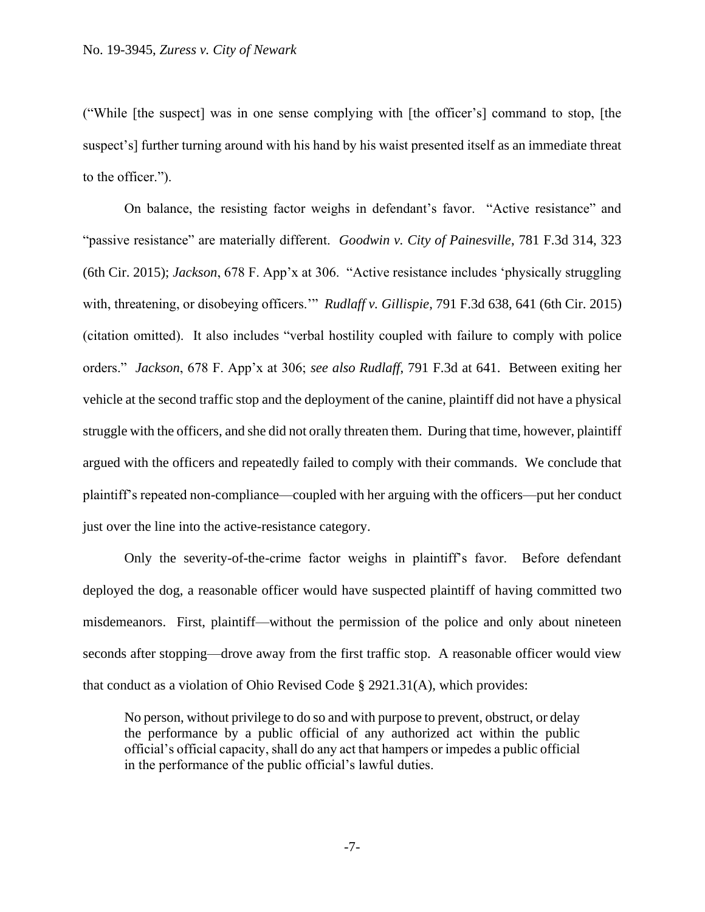("While [the suspect] was in one sense complying with [the officer's] command to stop, [the suspect's] further turning around with his hand by his waist presented itself as an immediate threat to the officer.").

On balance, the resisting factor weighs in defendant's favor. "Active resistance" and "passive resistance" are materially different. *Goodwin v. City of Painesville*, 781 F.3d 314, 323 (6th Cir. 2015); *Jackson*, 678 F. App'x at 306. "Active resistance includes 'physically struggling with, threatening, or disobeying officers.'" *Rudlaff v. Gillispie*, 791 F.3d 638, 641 (6th Cir. 2015) (citation omitted). It also includes "verbal hostility coupled with failure to comply with police orders." *Jackson*, 678 F. App'x at 306; *see also Rudlaff*, 791 F.3d at 641. Between exiting her vehicle at the second traffic stop and the deployment of the canine, plaintiff did not have a physical struggle with the officers, and she did not orally threaten them. During that time, however, plaintiff argued with the officers and repeatedly failed to comply with their commands. We conclude that plaintiff's repeated non-compliance—coupled with her arguing with the officers—put her conduct just over the line into the active-resistance category.

Only the severity-of-the-crime factor weighs in plaintiff's favor. Before defendant deployed the dog, a reasonable officer would have suspected plaintiff of having committed two misdemeanors. First, plaintiff—without the permission of the police and only about nineteen seconds after stopping—drove away from the first traffic stop. A reasonable officer would view that conduct as a violation of Ohio Revised Code § 2921.31(A), which provides:

> No person, without privilege to do so and with purpose to prevent, obstruct, or delay the performance by a public official of any authorized act within the public official's official capacity, shall do any act that hampers or impedes a public official in the performance of the public official's lawful duties.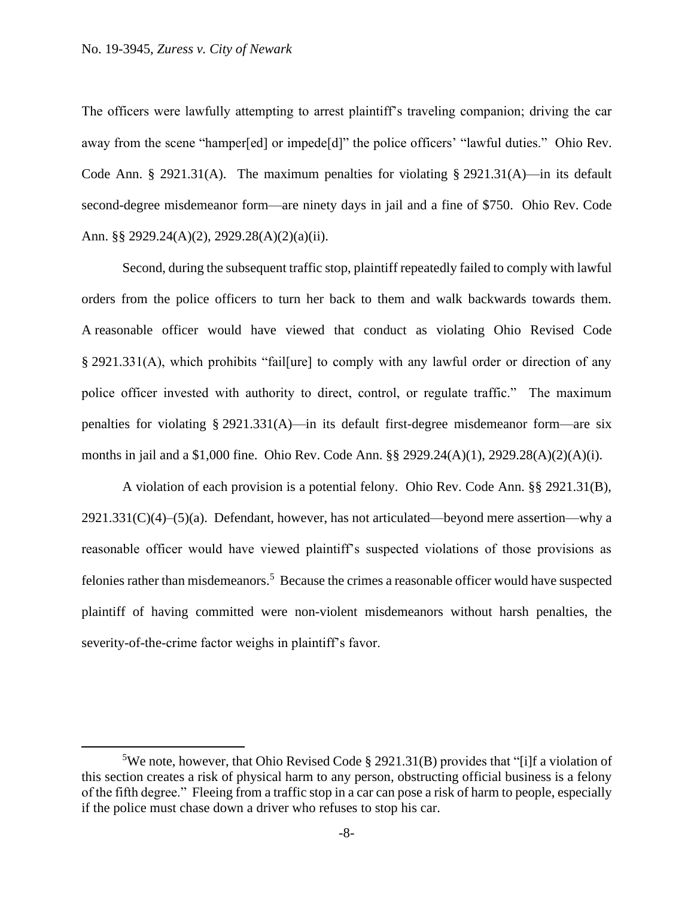The officers were lawfully attempting to arrest plaintiff's traveling companion; driving the car away from the scene "hamper[ed] or impede[d]" the police officers' "lawful duties." Ohio Rev. Code Ann. § 2921.31(A). The maximum penalties for violating § 2921.31(A)—in its default second-degree misdemeanor form—are ninety days in jail and a fine of $750. Ohio Rev. Code Ann. §§ 2929.24(A)(2), 2929.28(A)(2)(a)(ii).

Second, during the subsequent traffic stop, plaintiff repeatedly failed to comply with lawful orders from the police officers to turn her back to them and walk backwards towards them. A reasonable officer would have viewed that conduct as violating Ohio Revised Code § 2921.331(A), which prohibits "fail[ure] to comply with any lawful order or direction of any police officer invested with authority to direct, control, or regulate traffic." The maximum penalties for violating § 2921.331(A)—in its default first-degree misdemeanor form—are six months in jail and a $1,000 fine. Ohio Rev. Code Ann. §§ 2929.24(A)(1), 2929.28(A)(2)(A)(i).

A violation of each provision is a potential felony. Ohio Rev. Code Ann. §§ 2921.31(B), 2921.331(C)(4)–(5)(a). Defendant, however, has not articulated—beyond mere assertion—why a reasonable officer would have viewed plaintiff's suspected violations of those provisions as felonies rather than misdemeanors.[5] Because the crimes a reasonable officer would have suspected plaintiff of having committed were non-violent misdemeanors without harsh penalties, the severity-of-the-crime factor weighs in plaintiff's favor.

---

[5] We note, however, that Ohio Revised Code § 2921.31(B) provides that "[i]f a violation of this section creates a risk of physical harm to any person, obstructing official business is a felony of the fifth degree." Fleeing from a traffic stop in a car can pose a risk of harm to people, especially if the police must chase down a driver who refuses to stop his car.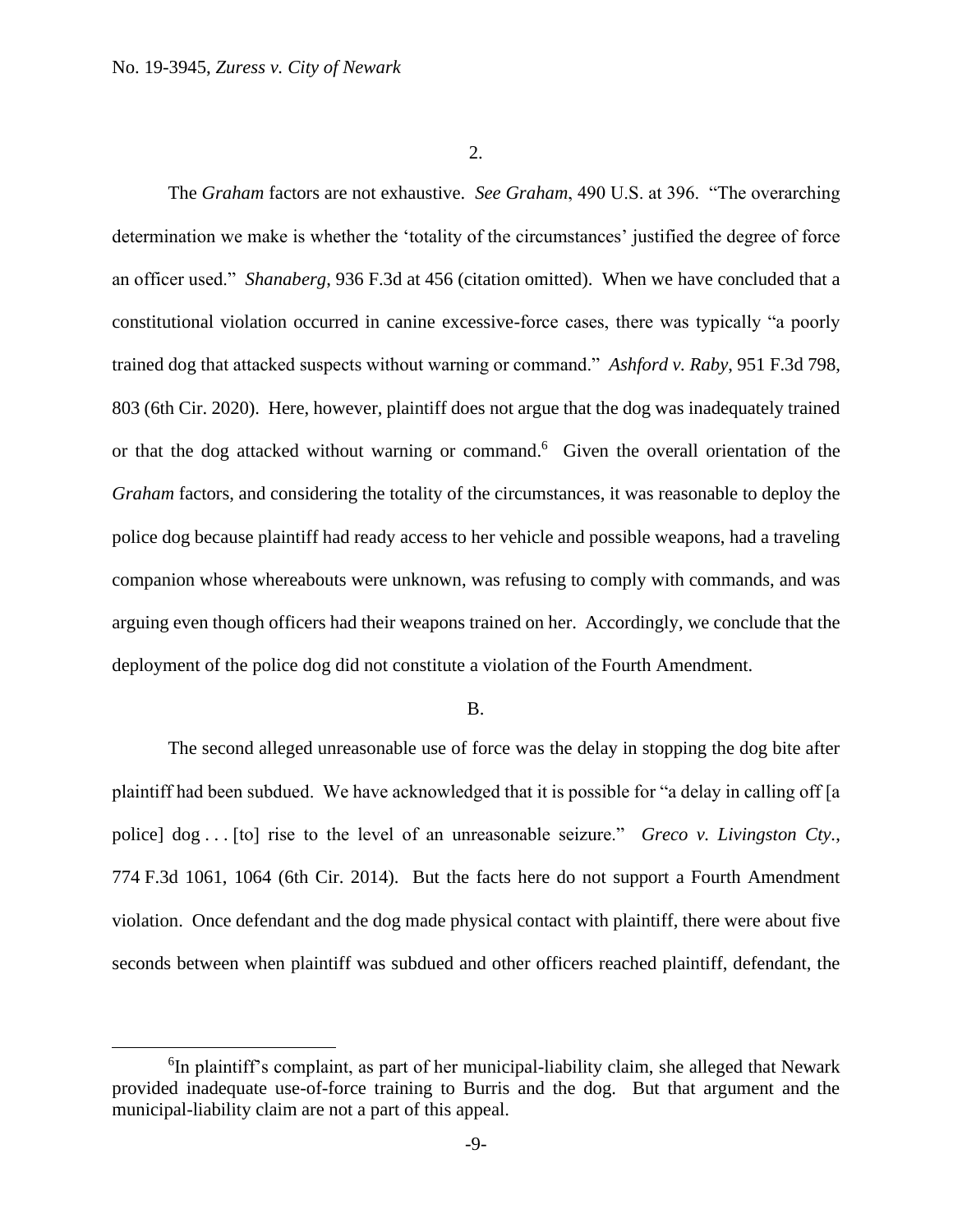2.

The *Graham* factors are not exhaustive. *See Graham*, 490 U.S. at 396. "The overarching determination we make is whether the 'totality of the circumstances' justified the degree of force an officer used." *Shanaberg*, 936 F.3d at 456 (citation omitted). When we have concluded that a constitutional violation occurred in canine excessive-force cases, there was typically "a poorly trained dog that attacked suspects without warning or command." *Ashford v. Raby*, 951 F.3d 798, 803 (6th Cir. 2020). Here, however, plaintiff does not argue that the dog was inadequately trained or that the dog attacked without warning or command.[6] Given the overall orientation of the *Graham* factors, and considering the totality of the circumstances, it was reasonable to deploy the police dog because plaintiff had ready access to her vehicle and possible weapons, had a traveling companion whose whereabouts were unknown, was refusing to comply with commands, and was arguing even though officers had their weapons trained on her. Accordingly, we conclude that the deployment of the police dog did not constitute a violation of the Fourth Amendment.

B.

The second alleged unreasonable use of force was the delay in stopping the dog bite after plaintiff had been subdued. We have acknowledged that it is possible for "a delay in calling off [a police] dog . . . [to] rise to the level of an unreasonable seizure." *Greco v. Livingston Cty.*, 774 F.3d 1061, 1064 (6th Cir. 2014). But the facts here do not support a Fourth Amendment violation. Once defendant and the dog made physical contact with plaintiff, there were about five seconds between when plaintiff was subdued and other officers reached plaintiff, defendant, the

[6]In plaintiff's complaint, as part of her municipal-liability claim, she alleged that Newark provided inadequate use-of-force training to Burris and the dog. But that argument and the municipal-liability claim are not a part of this appeal.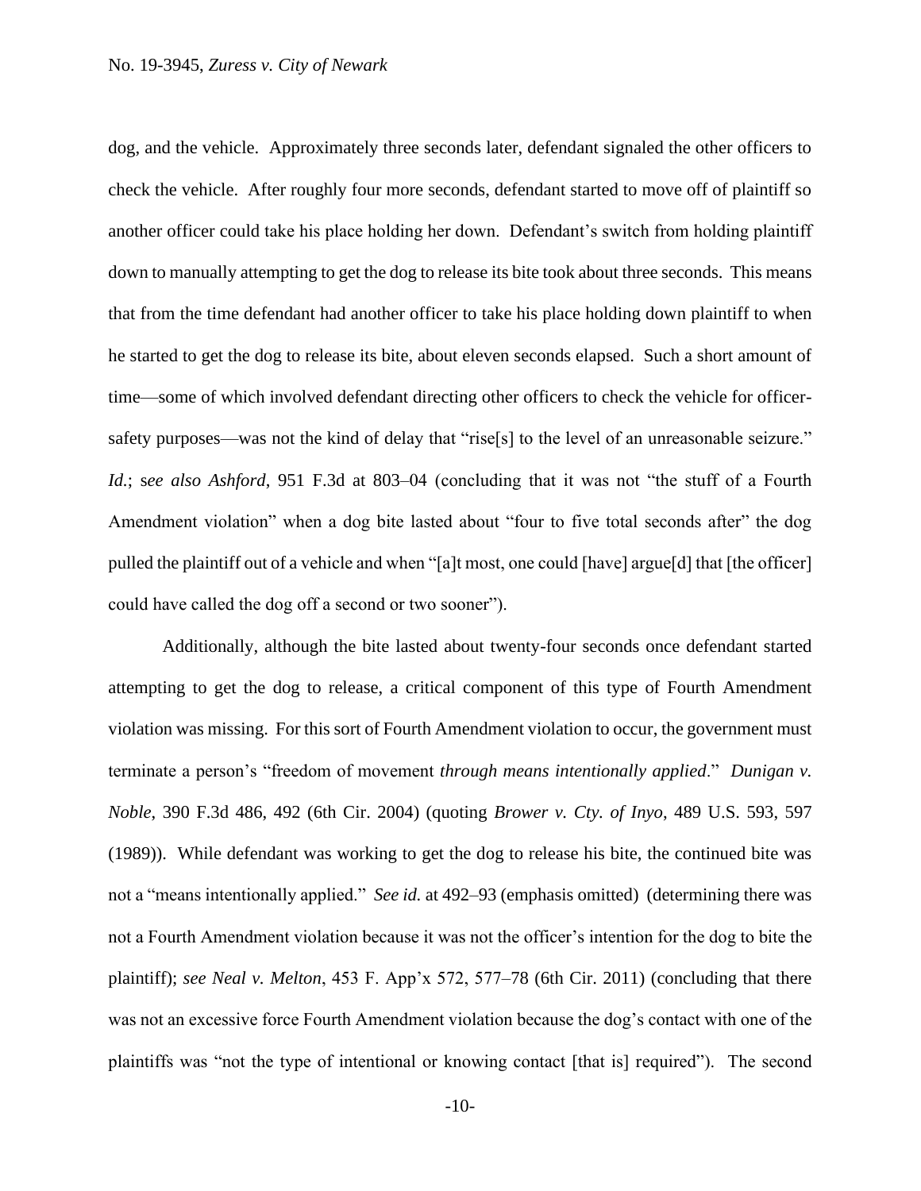dog, and the vehicle. Approximately three seconds later, defendant signaled the other officers to check the vehicle. After roughly four more seconds, defendant started to move off of plaintiff so another officer could take his place holding her down. Defendant's switch from holding plaintiff down to manually attempting to get the dog to release its bite took about three seconds. This means that from the time defendant had another officer to take his place holding down plaintiff to when he started to get the dog to release its bite, about eleven seconds elapsed. Such a short amount of time—some of which involved defendant directing other officers to check the vehicle for officer-safety purposes—was not the kind of delay that "rise[s] to the level of an unreasonable seizure." *Id.*; *see also Ashford*, 951 F.3d at 803–04 (concluding that it was not "the stuff of a Fourth Amendment violation" when a dog bite lasted about "four to five total seconds after" the dog pulled the plaintiff out of a vehicle and when "[a]t most, one could [have] argue[d] that [the officer] could have called the dog off a second or two sooner").

Additionally, although the bite lasted about twenty-four seconds once defendant started attempting to get the dog to release, a critical component of this type of Fourth Amendment violation was missing. For this sort of Fourth Amendment violation to occur, the government must terminate a person's "freedom of movement *through means intentionally applied*." *Dunigan v. Noble*, 390 F.3d 486, 492 (6th Cir. 2004) (quoting *Brower v. Cty. of Inyo*, 489 U.S. 593, 597 (1989)). While defendant was working to get the dog to release his bite, the continued bite was not a "means intentionally applied." *See id.* at 492–93 (emphasis omitted) (determining there was not a Fourth Amendment violation because it was not the officer's intention for the dog to bite the plaintiff); *see Neal v. Melton*, 453 F. App'x 572, 577–78 (6th Cir. 2011) (concluding that there was not an excessive force Fourth Amendment violation because the dog's contact with one of the plaintiffs was "not the type of intentional or knowing contact [that is] required"). The second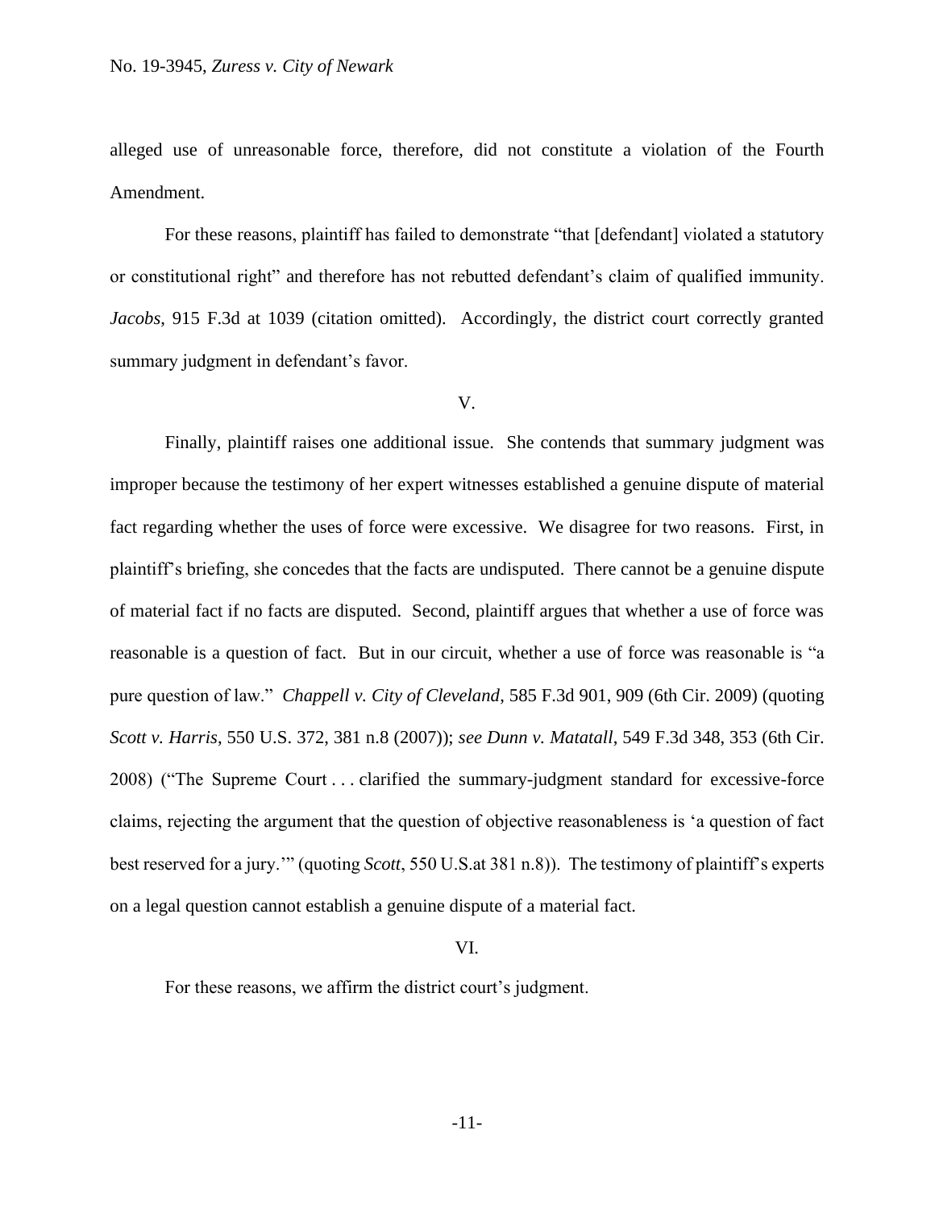alleged use of unreasonable force, therefore, did not constitute a violation of the Fourth Amendment.

For these reasons, plaintiff has failed to demonstrate "that [defendant] violated a statutory or constitutional right" and therefore has not rebutted defendant's claim of qualified immunity. *Jacobs*, 915 F.3d at 1039 (citation omitted). Accordingly, the district court correctly granted summary judgment in defendant's favor.

## V.

Finally, plaintiff raises one additional issue. She contends that summary judgment was improper because the testimony of her expert witnesses established a genuine dispute of material fact regarding whether the uses of force were excessive. We disagree for two reasons. First, in plaintiff's briefing, she concedes that the facts are undisputed. There cannot be a genuine dispute of material fact if no facts are disputed. Second, plaintiff argues that whether a use of force was reasonable is a question of fact. But in our circuit, whether a use of force was reasonable is "a pure question of law." *Chappell v. City of Cleveland*, 585 F.3d 901, 909 (6th Cir. 2009) (quoting *Scott v. Harris*, 550 U.S. 372, 381 n.8 (2007)); *see Dunn v. Matatall*, 549 F.3d 348, 353 (6th Cir. 2008) ("The Supreme Court . . . clarified the summary-judgment standard for excessive-force claims, rejecting the argument that the question of objective reasonableness is 'a question of fact best reserved for a jury.'" (quoting *Scott*, 550 U.S.at 381 n.8)). The testimony of plaintiff's experts on a legal question cannot establish a genuine dispute of a material fact.

## VI.

For these reasons, we affirm the district court's judgment.